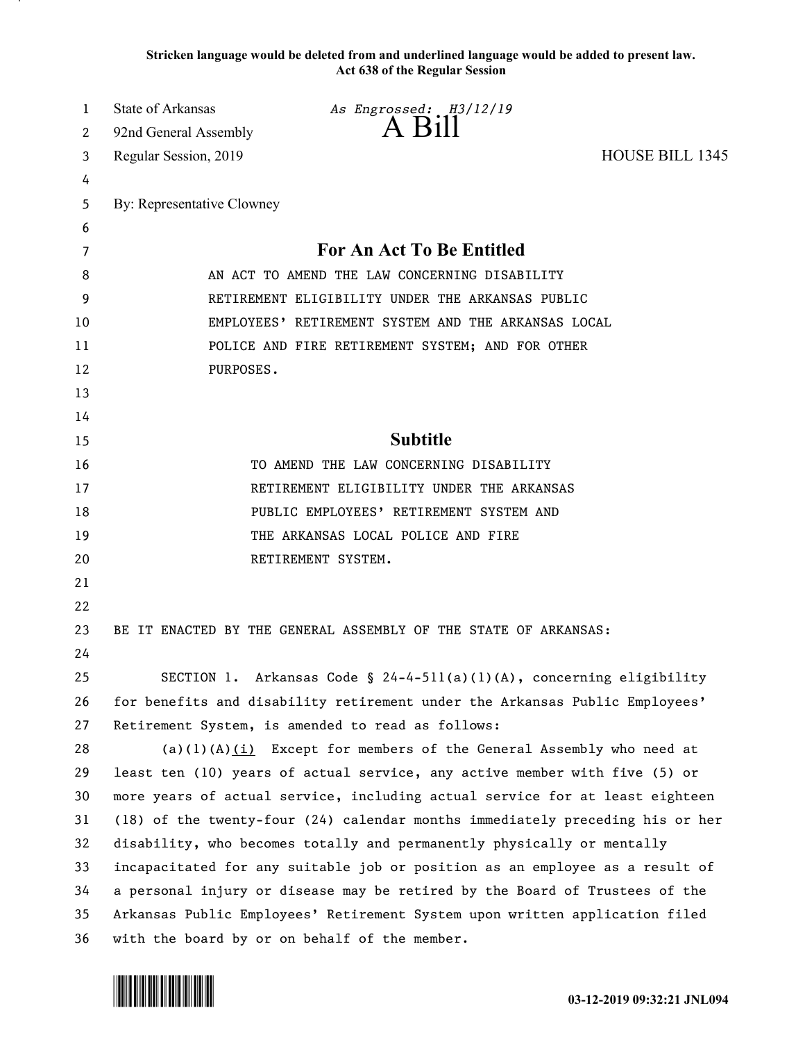**Stricken language would be deleted from and underlined language would be added to present law.**
**Act 638 of the Regular Session**

State of Arkansas *As Engrossed: H3/12/19*
92nd General Assembly **A Bill**
Regular Session, 2019 HOUSE BILL 1345

By: Representative Clowney

## For An Act To Be Entitled

AN ACT TO AMEND THE LAW CONCERNING DISABILITY RETIREMENT ELIGIBILITY UNDER THE ARKANSAS PUBLIC EMPLOYEES' RETIREMENT SYSTEM AND THE ARKANSAS LOCAL POLICE AND FIRE RETIREMENT SYSTEM; AND FOR OTHER PURPOSES.

## Subtitle

TO AMEND THE LAW CONCERNING DISABILITY RETIREMENT ELIGIBILITY UNDER THE ARKANSAS PUBLIC EMPLOYEES' RETIREMENT SYSTEM AND THE ARKANSAS LOCAL POLICE AND FIRE RETIREMENT SYSTEM.

BE IT ENACTED BY THE GENERAL ASSEMBLY OF THE STATE OF ARKANSAS:

SECTION 1. Arkansas Code § 24-4-511(a)(1)(A), concerning eligibility for benefits and disability retirement under the Arkansas Public Employees' Retirement System, is amended to read as follows:

(a)(1)(A)<u>(i)</u> Except for members of the General Assembly who need at least ten (10) years of actual service, any active member with five (5) or more years of actual service, including actual service for at least eighteen (18) of the twenty-four (24) calendar months immediately preceding his or her disability, who becomes totally and permanently physically or mentally incapacitated for any suitable job or position as an employee as a result of a personal injury or disease may be retired by the Board of Trustees of the Arkansas Public Employees' Retirement System upon written application filed with the board by or on behalf of the member.

03-12-2019 09:32:21 JNL094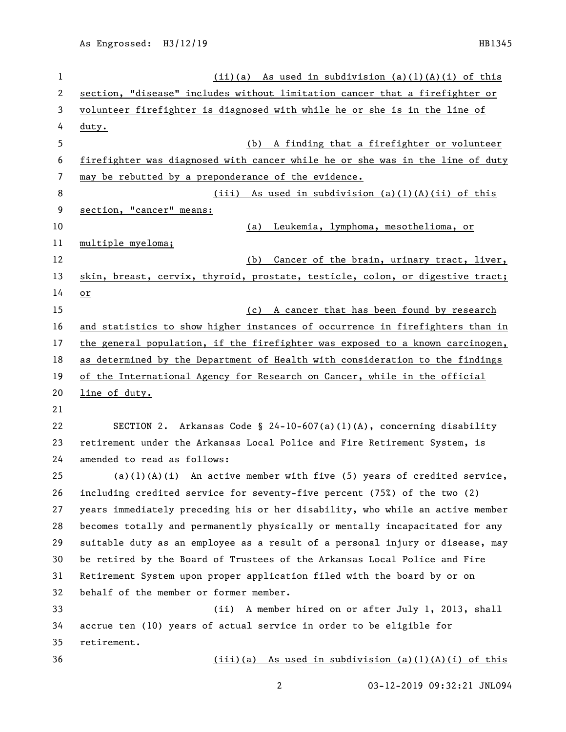(ii)(a) As used in subdivision (a)(1)(A)(i) of this section, "disease" includes without limitation cancer that a firefighter or volunteer firefighter is diagnosed with while he or she is in the line of duty.

(b) A finding that a firefighter or volunteer firefighter was diagnosed with cancer while he or she was in the line of duty may be rebutted by a preponderance of the evidence.

(iii) As used in subdivision (a)(1)(A)(ii) of this section, "cancer" means:

(a) Leukemia, lymphoma, mesothelioma, or multiple myeloma;

(b) Cancer of the brain, urinary tract, liver, skin, breast, cervix, thyroid, prostate, testicle, colon, or digestive tract; or

(c) A cancer that has been found by research and statistics to show higher instances of occurrence in firefighters than in the general population, if the firefighter was exposed to a known carcinogen, as determined by the Department of Health with consideration to the findings of the International Agency for Research on Cancer, while in the official line of duty.

SECTION 2. Arkansas Code § 24-10-607(a)(1)(A), concerning disability retirement under the Arkansas Local Police and Fire Retirement System, is amended to read as follows:

(a)(1)(A)(i) An active member with five (5) years of credited service, including credited service for seventy-five percent (75%) of the two (2) years immediately preceding his or her disability, who while an active member becomes totally and permanently physically or mentally incapacitated for any suitable duty as an employee as a result of a personal injury or disease, may be retired by the Board of Trustees of the Arkansas Local Police and Fire Retirement System upon proper application filed with the board by or on behalf of the member or former member.

(ii) A member hired on or after July 1, 2013, shall accrue ten (10) years of actual service in order to be eligible for retirement.

(iii)(a) As used in subdivision (a)(1)(A)(i) of this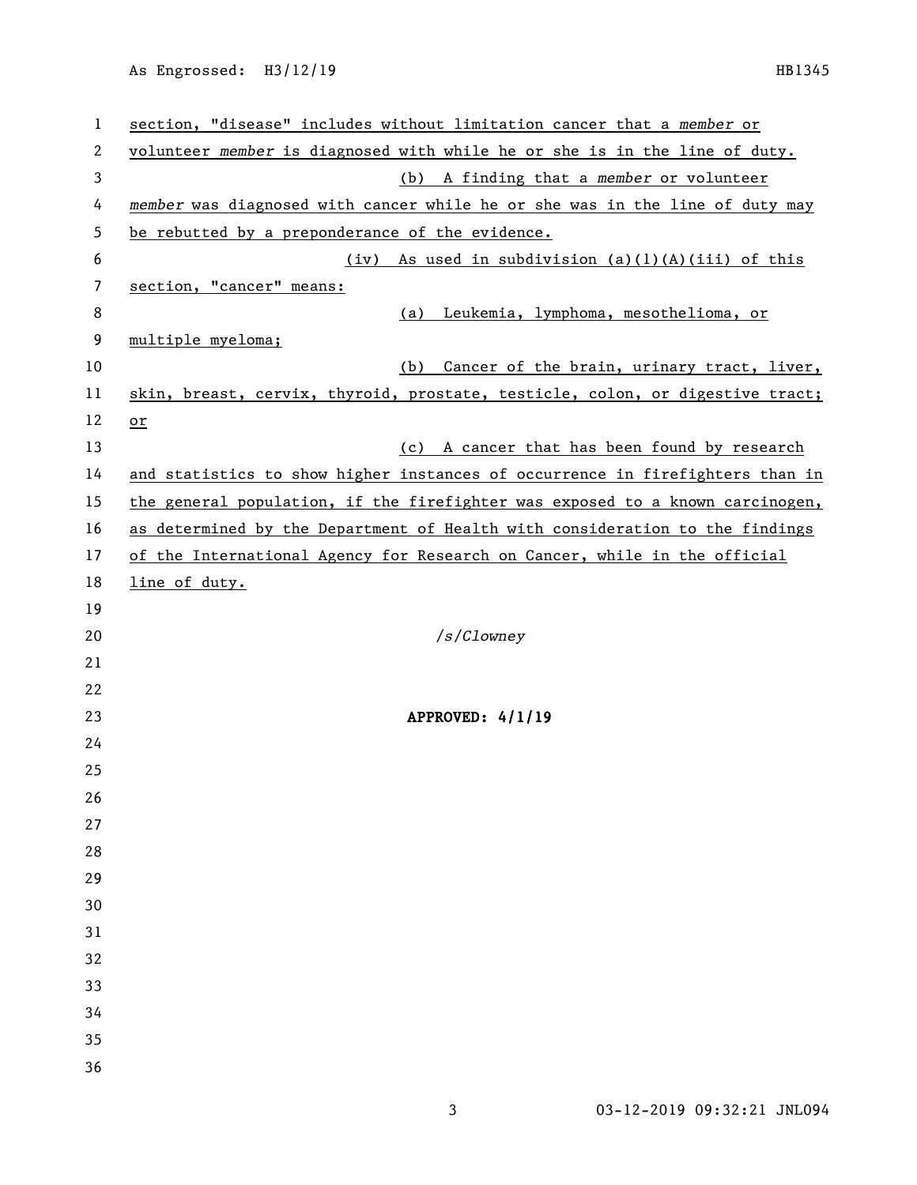section, "disease" includes without limitation cancer that a *member* or volunteer *member* is diagnosed with while he or she is in the line of duty.

(b) A finding that a *member* or volunteer *member* was diagnosed with cancer while he or she was in the line of duty may be rebutted by a preponderance of the evidence.

(iv) As used in subdivision (a)(1)(A)(iii) of this section, "cancer" means:

(a) Leukemia, lymphoma, mesothelioma, or multiple myeloma;

(b) Cancer of the brain, urinary tract, liver, skin, breast, cervix, thyroid, prostate, testicle, colon, or digestive tract; or

(c) A cancer that has been found by research and statistics to show higher instances of occurrence in firefighters than in the general population, if the firefighter was exposed to a known carcinogen, as determined by the Department of Health with consideration to the findings of the International Agency for Research on Cancer, while in the official line of duty.

*/s/Clowney*

**APPROVED: 4/1/19**